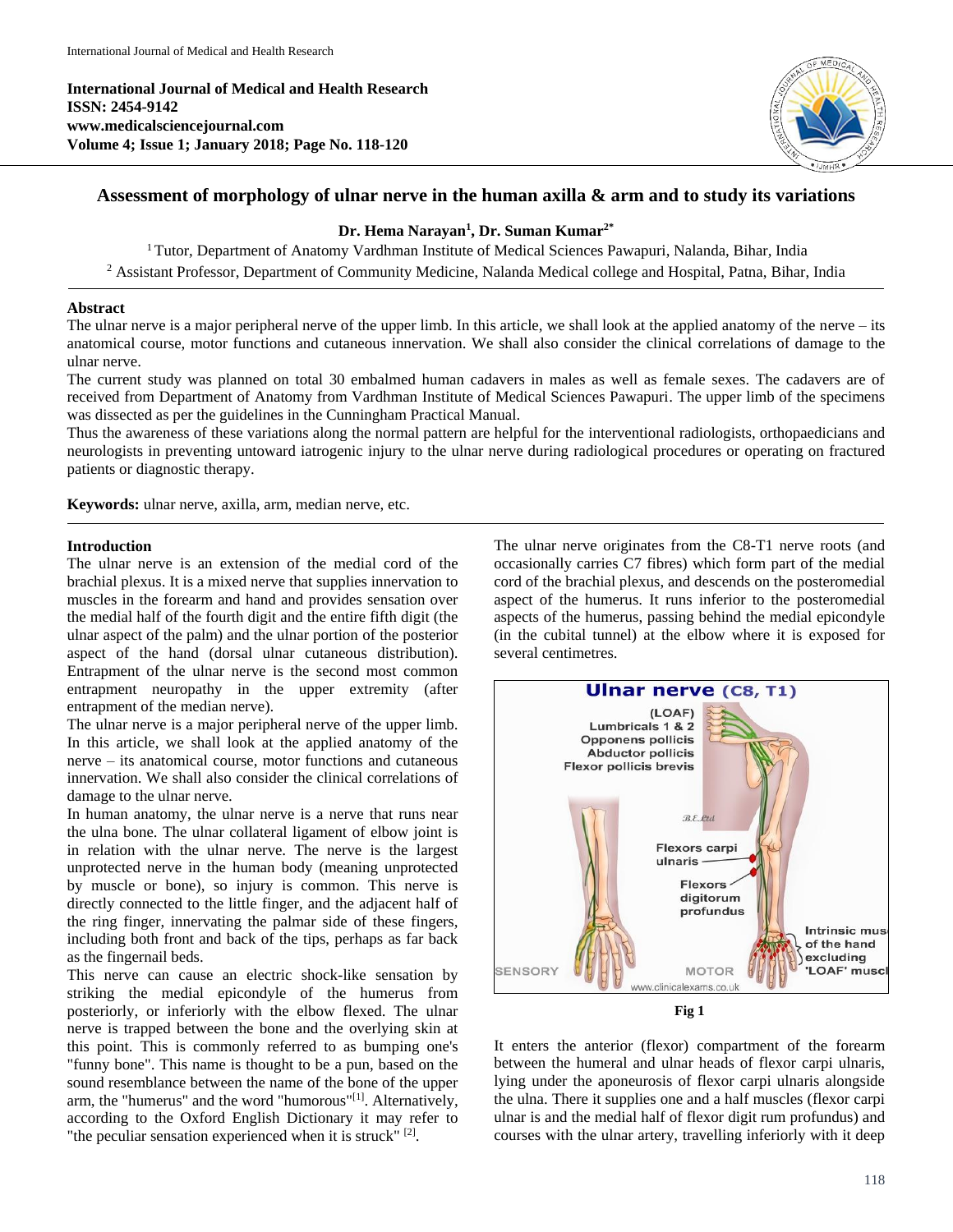International Journal of Medical and Health Research
ISSN: 2454-9142
www.medicalsciencejournal.com
Volume 4; Issue 1; January 2018; Page No. 118-120

# Assessment of morphology of ulnar nerve in the human axilla & arm and to study its variations

**Dr. Hema Narayan[1], Dr. Suman Kumar[2*]**

[1] Tutor, Department of Anatomy Vardhman Institute of Medical Sciences Pawapuri, Nalanda, Bihar, India

[2] Assistant Professor, Department of Community Medicine, Nalanda Medical college and Hospital, Patna, Bihar, India

## Abstract

The ulnar nerve is a major peripheral nerve of the upper limb. In this article, we shall look at the applied anatomy of the nerve – its anatomical course, motor functions and cutaneous innervation. We shall also consider the clinical correlations of damage to the ulnar nerve.

The current study was planned on total 30 embalmed human cadavers in males as well as female sexes. The cadavers are of received from Department of Anatomy from Vardhman Institute of Medical Sciences Pawapuri. The upper limb of the specimens was dissected as per the guidelines in the Cunningham Practical Manual.

Thus the awareness of these variations along the normal pattern are helpful for the interventional radiologists, orthopaedicians and neurologists in preventing untoward iatrogenic injury to the ulnar nerve during radiological procedures or operating on fractured patients or diagnostic therapy.

**Keywords:** ulnar nerve, axilla, arm, median nerve, etc.

## Introduction

The ulnar nerve is an extension of the medial cord of the brachial plexus. It is a mixed nerve that supplies innervation to muscles in the forearm and hand and provides sensation over the medial half of the fourth digit and the entire fifth digit (the ulnar aspect of the palm) and the ulnar portion of the posterior aspect of the hand (dorsal ulnar cutaneous distribution). Entrapment of the ulnar nerve is the second most common entrapment neuropathy in the upper extremity (after entrapment of the median nerve).

The ulnar nerve is a major peripheral nerve of the upper limb. In this article, we shall look at the applied anatomy of the nerve – its anatomical course, motor functions and cutaneous innervation. We shall also consider the clinical correlations of damage to the ulnar nerve.

In human anatomy, the ulnar nerve is a nerve that runs near the ulna bone. The ulnar collateral ligament of elbow joint is in relation with the ulnar nerve. The nerve is the largest unprotected nerve in the human body (meaning unprotected by muscle or bone), so injury is common. This nerve is directly connected to the little finger, and the adjacent half of the ring finger, innervating the palmar side of these fingers, including both front and back of the tips, perhaps as far back as the fingernail beds.

This nerve can cause an electric shock-like sensation by striking the medial epicondyle of the humerus from posteriorly, or inferiorly with the elbow flexed. The ulnar nerve is trapped between the bone and the overlying skin at this point. This is commonly referred to as bumping one's "funny bone". This name is thought to be a pun, based on the sound resemblance between the name of the bone of the upper arm, the "humerus" and the word "humorous"[1]. Alternatively, according to the Oxford English Dictionary it may refer to "the peculiar sensation experienced when it is struck" [2].

The ulnar nerve originates from the C8-T1 nerve roots (and occasionally carries C7 fibres) which form part of the medial cord of the brachial plexus, and descends on the posteromedial aspect of the humerus. It runs inferior to the posteromedial aspects of the humerus, passing behind the medial epicondyle (in the cubital tunnel) at the elbow where it is exposed for several centimetres.

Fig 1

It enters the anterior (flexor) compartment of the forearm between the humeral and ulnar heads of flexor carpi ulnaris, lying under the aponeurosis of flexor carpi ulnaris alongside the ulna. There it supplies one and a half muscles (flexor carpi ulnar is and the medial half of flexor digit rum profundus) and courses with the ulnar artery, travelling inferiorly with it deep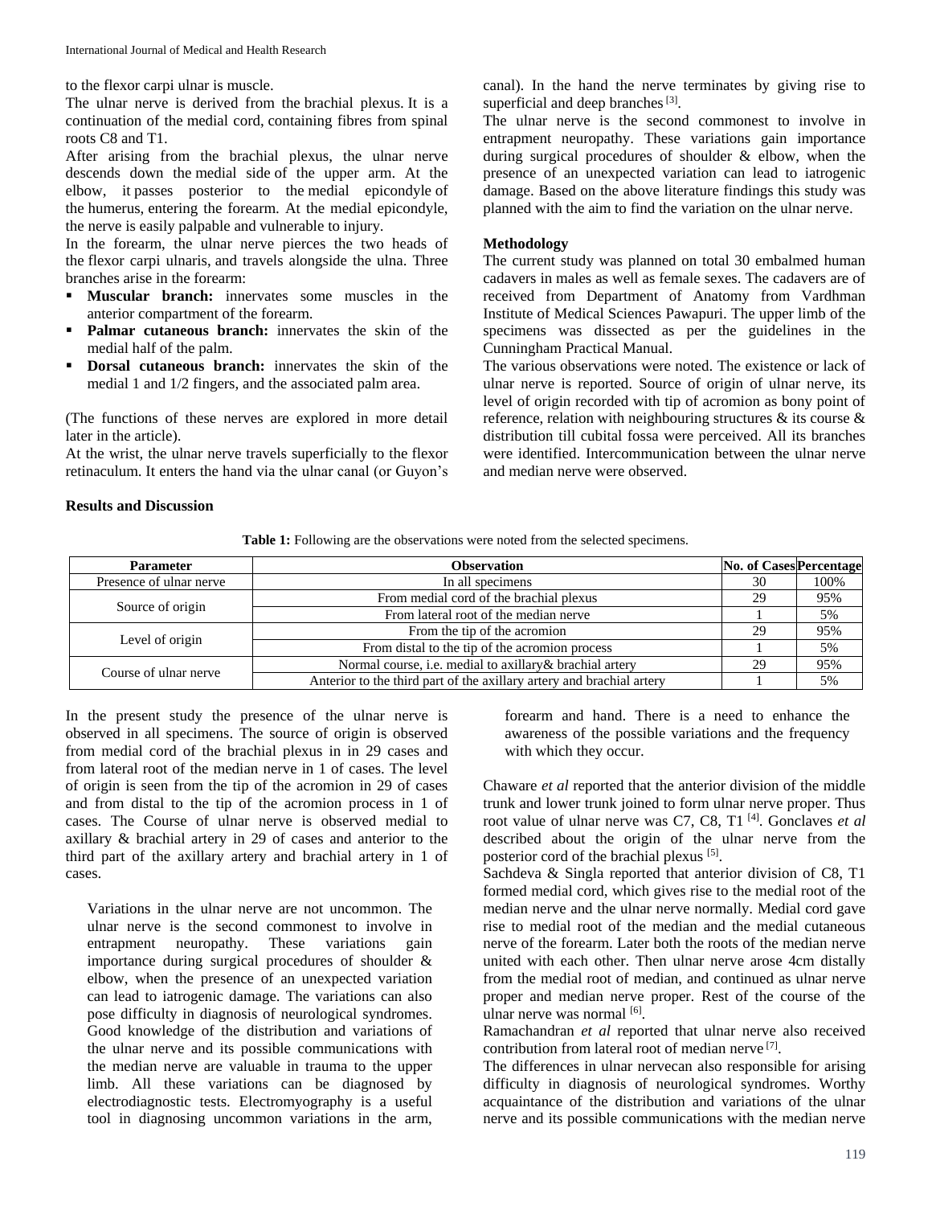to the flexor carpi ulnar is muscle.

The ulnar nerve is derived from the brachial plexus. It is a continuation of the medial cord, containing fibres from spinal roots C8 and T1.

After arising from the brachial plexus, the ulnar nerve descends down the medial side of the upper arm. At the elbow, it passes posterior to the medial epicondyle of the humerus, entering the forearm. At the medial epicondyle, the nerve is easily palpable and vulnerable to injury.

In the forearm, the ulnar nerve pierces the two heads of the flexor carpi ulnaris, and travels alongside the ulna. Three branches arise in the forearm:

- **Muscular branch:** innervates some muscles in the anterior compartment of the forearm.
- **Palmar cutaneous branch:** innervates the skin of the medial half of the palm.
- **Dorsal cutaneous branch:** innervates the skin of the medial 1 and 1/2 fingers, and the associated palm area.

(The functions of these nerves are explored in more detail later in the article).

At the wrist, the ulnar nerve travels superficially to the flexor retinaculum. It enters the hand via the ulnar canal (or Guyon's canal). In the hand the nerve terminates by giving rise to superficial and deep branches [3].

The ulnar nerve is the second commonest to involve in entrapment neuropathy. These variations gain importance during surgical procedures of shoulder & elbow, when the presence of an unexpected variation can lead to iatrogenic damage. Based on the above literature findings this study was planned with the aim to find the variation on the ulnar nerve.

**Methodology**

The current study was planned on total 30 embalmed human cadavers in males as well as female sexes. The cadavers are of received from Department of Anatomy from Vardhman Institute of Medical Sciences Pawapuri. The upper limb of the specimens was dissected as per the guidelines in the Cunningham Practical Manual.

The various observations were noted. The existence or lack of ulnar nerve is reported. Source of origin of ulnar nerve, its level of origin recorded with tip of acromion as bony point of reference, relation with neighbouring structures & its course & distribution till cubital fossa were perceived. All its branches were identified. Intercommunication between the ulnar nerve and median nerve were observed.

**Results and Discussion**

**Table 1:** Following are the observations were noted from the selected specimens.

| Parameter | Observation | No. of Cases | Percentage |
|---|---|---|---|
| Presence of ulnar nerve | In all specimens | 30 | 100% |
| Source of origin | From medial cord of the brachial plexus | 29 | 95% |
| | From lateral root of the median nerve | 1 | 5% |
| Level of origin | From the tip of the acromion | 29 | 95% |
| | From distal to the tip of the acromion process | 1 | 5% |
| Course of ulnar nerve | Normal course, i.e. medial to axillary& brachial artery | 29 | 95% |
| | Anterior to the third part of the axillary artery and brachial artery | 1 | 5% |

In the present study the presence of the ulnar nerve is observed in all specimens. The source of origin is observed from medial cord of the brachial plexus in in 29 cases and from lateral root of the median nerve in 1 of cases. The level of origin is seen from the tip of the acromion in 29 of cases and from distal to the tip of the acromion process in 1 of cases. The Course of ulnar nerve is observed medial to axillary & brachial artery in 29 of cases and anterior to the third part of the axillary artery and brachial artery in 1 of cases.

> Variations in the ulnar nerve are not uncommon. The ulnar nerve is the second commonest to involve in entrapment neuropathy. These variations gain importance during surgical procedures of shoulder & elbow, when the presence of an unexpected variation can lead to iatrogenic damage. The variations can also pose difficulty in diagnosis of neurological syndromes. Good knowledge of the distribution and variations of the ulnar nerve and its possible communications with the median nerve are valuable in trauma to the upper limb. All these variations can be diagnosed by electrodiagnostic tests. Electromyography is a useful tool in diagnosing uncommon variations in the arm, forearm and hand. There is a need to enhance the awareness of the possible variations and the frequency with which they occur.

Chaware *et al* reported that the anterior division of the middle trunk and lower trunk joined to form ulnar nerve proper. Thus root value of ulnar nerve was C7, C8, T1 [4]. Gonclaves *et al* described about the origin of the ulnar nerve from the posterior cord of the brachial plexus [5].

Sachdeva & Singla reported that anterior division of C8, T1 formed medial cord, which gives rise to the medial root of the median nerve and the ulnar nerve normally. Medial cord gave rise to medial root of the median and the medial cutaneous nerve of the forearm. Later both the roots of the median nerve united with each other. Then ulnar nerve arose 4cm distally from the medial root of median, and continued as ulnar nerve proper and median nerve proper. Rest of the course of the ulnar nerve was normal [6].

Ramachandran *et al* reported that ulnar nerve also received contribution from lateral root of median nerve [7].

The differences in ulnar nervecan also responsible for arising difficulty in diagnosis of neurological syndromes. Worthy acquaintance of the distribution and variations of the ulnar nerve and its possible communications with the median nerve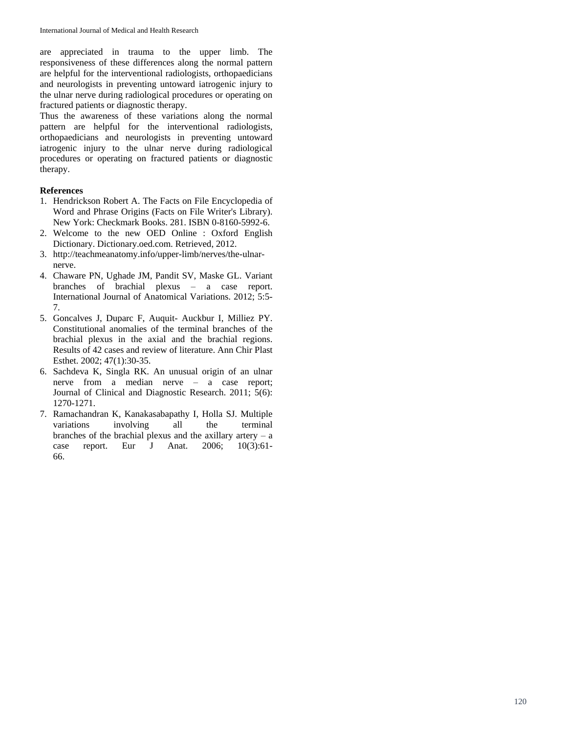are appreciated in trauma to the upper limb. The responsiveness of these differences along the normal pattern are helpful for the interventional radiologists, orthopaedicians and neurologists in preventing untoward iatrogenic injury to the ulnar nerve during radiological procedures or operating on fractured patients or diagnostic therapy.

Thus the awareness of these variations along the normal pattern are helpful for the interventional radiologists, orthopaedicians and neurologists in preventing untoward iatrogenic injury to the ulnar nerve during radiological procedures or operating on fractured patients or diagnostic therapy.

**References**

1. Hendrickson Robert A. The Facts on File Encyclopedia of Word and Phrase Origins (Facts on File Writer's Library). New York: Checkmark Books. 281. ISBN 0-8160-5992-6.
2. Welcome to the new OED Online : Oxford English Dictionary. Dictionary.oed.com. Retrieved, 2012.
3. http://teachmeanatomy.info/upper-limb/nerves/the-ulnar-nerve.
4. Chaware PN, Ughade JM, Pandit SV, Maske GL. Variant branches of brachial plexus – a case report. International Journal of Anatomical Variations. 2012; 5:5-7.
5. Goncalves J, Duparc F, Auquit- Auckbur I, Milliez PY. Constitutional anomalies of the terminal branches of the brachial plexus in the axial and the brachial regions. Results of 42 cases and review of literature. Ann Chir Plast Esthet. 2002; 47(1):30-35.
6. Sachdeva K, Singla RK. An unusual origin of an ulnar nerve from a median nerve – a case report; Journal of Clinical and Diagnostic Research. 2011; 5(6): 1270-1271.
7. Ramachandran K, Kanakasabapathy I, Holla SJ. Multiple variations involving all the terminal branches of the brachial plexus and the axillary artery – a case report. Eur J Anat. 2006; 10(3):61-66.